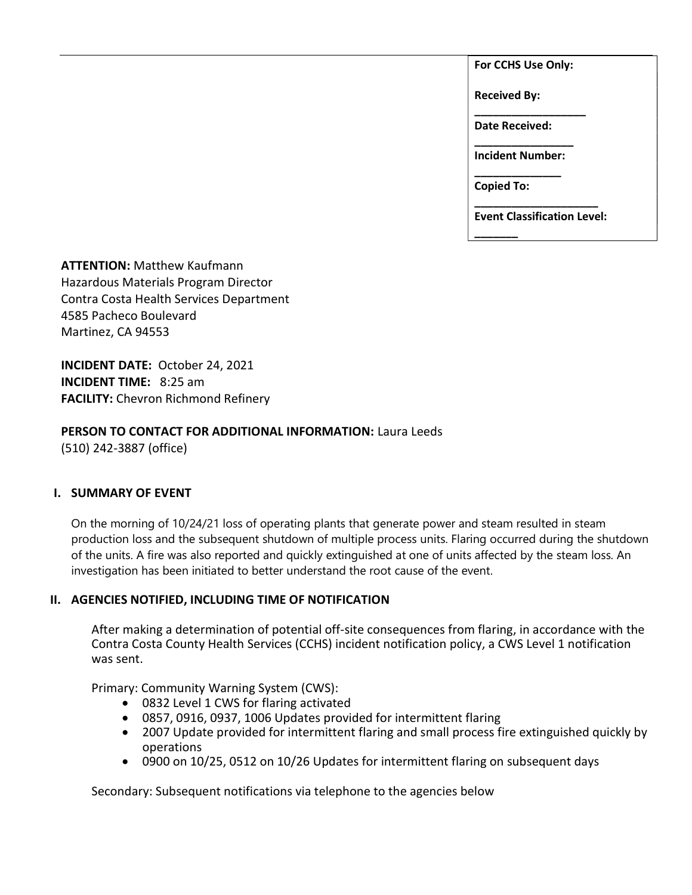| For CCHS Use Only: |
|---|
| **Received By:** ________________ |
| **Date Received:** ________________ |
| **Incident Number:** ______________ |
| **Copied To:** ____________________ |
| **Event Classification Level:** _______ |

**ATTENTION:** Matthew Kaufmann
Hazardous Materials Program Director
Contra Costa Health Services Department
4585 Pacheco Boulevard
Martinez, CA 94553

**INCIDENT DATE:** October 24, 2021
**INCIDENT TIME:** 8:25 am
**FACILITY:** Chevron Richmond Refinery

**PERSON TO CONTACT FOR ADDITIONAL INFORMATION:** Laura Leeds
(510) 242-3887 (office)

## I. SUMMARY OF EVENT

On the morning of 10/24/21 loss of operating plants that generate power and steam resulted in steam production loss and the subsequent shutdown of multiple process units. Flaring occurred during the shutdown of the units. A fire was also reported and quickly extinguished at one of units affected by the steam loss. An investigation has been initiated to better understand the root cause of the event.

## II. AGENCIES NOTIFIED, INCLUDING TIME OF NOTIFICATION

After making a determination of potential off-site consequences from flaring, in accordance with the Contra Costa County Health Services (CCHS) incident notification policy, a CWS Level 1 notification was sent.

Primary: Community Warning System (CWS):

- 0832 Level 1 CWS for flaring activated
- 0857, 0916, 0937, 1006 Updates provided for intermittent flaring
- 2007 Update provided for intermittent flaring and small process fire extinguished quickly by operations
- 0900 on 10/25, 0512 on 10/26 Updates for intermittent flaring on subsequent days

Secondary: Subsequent notifications via telephone to the agencies below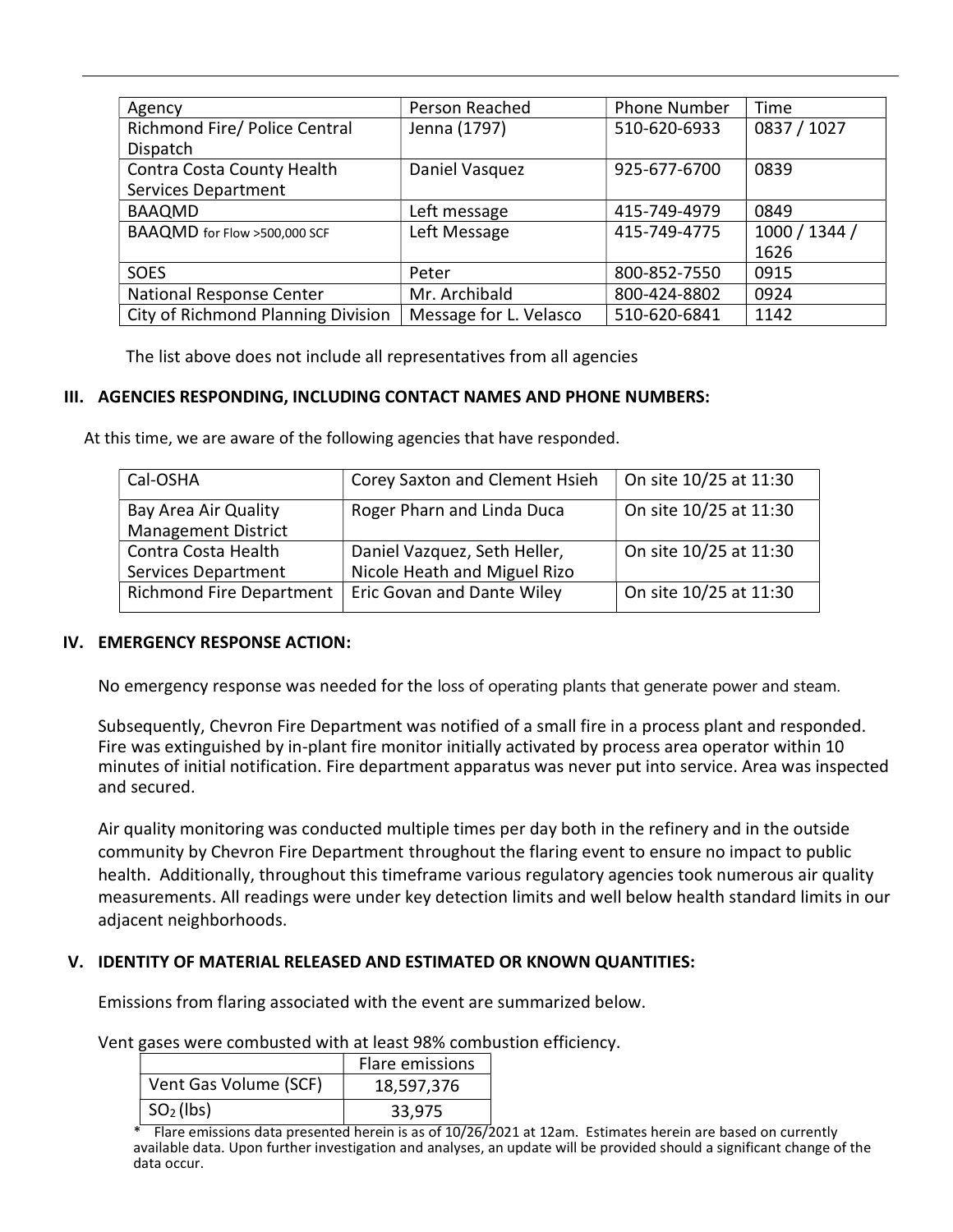| Agency | Person Reached | Phone Number | Time |
|---|---|---|---|
| Richmond Fire/ Police Central Dispatch | Jenna (1797) | 510-620-6933 | 0837 / 1027 |
| Contra Costa County Health Services Department | Daniel Vasquez | 925-677-6700 | 0839 |
| BAAQMD | Left message | 415-749-4979 | 0849 |
| BAAQMD for Flow >500,000 SCF | Left Message | 415-749-4775 | 1000 / 1344 / 1626 |
| SOES | Peter | 800-852-7550 | 0915 |
| National Response Center | Mr. Archibald | 800-424-8802 | 0924 |
| City of Richmond Planning Division | Message for L. Velasco | 510-620-6841 | 1142 |

The list above does not include all representatives from all agencies

### III. AGENCIES RESPONDING, INCLUDING CONTACT NAMES AND PHONE NUMBERS:

At this time, we are aware of the following agencies that have responded.

| | | |
|---|---|---|
| Cal-OSHA | Corey Saxton and Clement Hsieh | On site 10/25 at 11:30 |
| Bay Area Air Quality Management District | Roger Pharn and Linda Duca | On site 10/25 at 11:30 |
| Contra Costa Health Services Department | Daniel Vazquez, Seth Heller, Nicole Heath and Miguel Rizo | On site 10/25 at 11:30 |
| Richmond Fire Department | Eric Govan and Dante Wiley | On site 10/25 at 11:30 |

### IV. EMERGENCY RESPONSE ACTION:

No emergency response was needed for the loss of operating plants that generate power and steam.

Subsequently, Chevron Fire Department was notified of a small fire in a process plant and responded. Fire was extinguished by in-plant fire monitor initially activated by process area operator within 10 minutes of initial notification. Fire department apparatus was never put into service. Area was inspected and secured.

Air quality monitoring was conducted multiple times per day both in the refinery and in the outside community by Chevron Fire Department throughout the flaring event to ensure no impact to public health. Additionally, throughout this timeframe various regulatory agencies took numerous air quality measurements. All readings were under key detection limits and well below health standard limits in our adjacent neighborhoods.

### V. IDENTITY OF MATERIAL RELEASED AND ESTIMATED OR KNOWN QUANTITIES:

Emissions from flaring associated with the event are summarized below.

Vent gases were combusted with at least 98% combustion efficiency.

| | Flare emissions |
|---|---|
| Vent Gas Volume (SCF) | 18,597,376 |
| $SO_2$ (lbs) | 33,975 |

* Flare emissions data presented herein is as of 10/26/2021 at 12am. Estimates herein are based on currently available data. Upon further investigation and analyses, an update will be provided should a significant change of the data occur.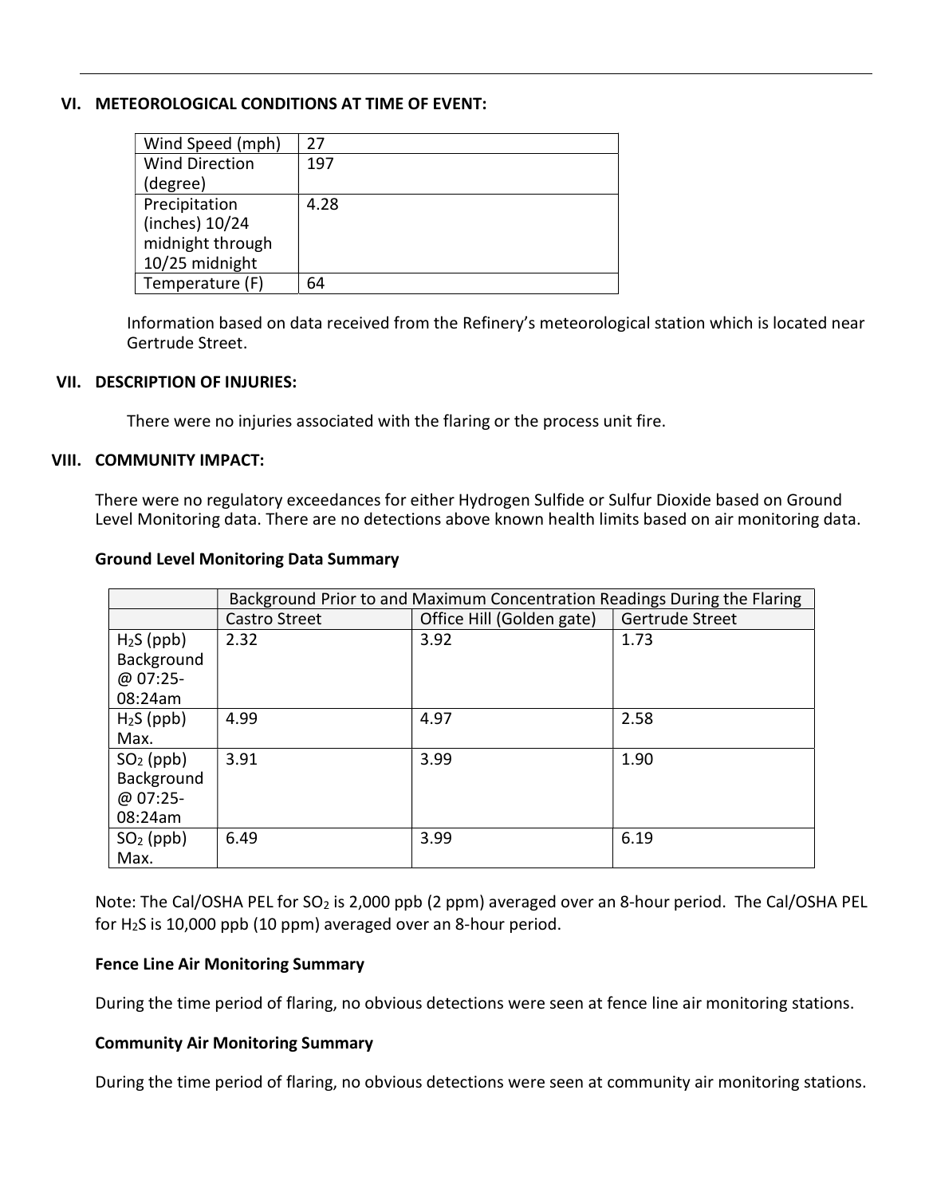## VI. METEOROLOGICAL CONDITIONS AT TIME OF EVENT:

| Wind Speed (mph) | 27 |
|---|---|
| Wind Direction (degree) | 197 |
| Precipitation (inches) 10/24 midnight through 10/25 midnight | 4.28 |
| Temperature (F) | 64 |

Information based on data received from the Refinery's meteorological station which is located near Gertrude Street.

## VII. DESCRIPTION OF INJURIES:

There were no injuries associated with the flaring or the process unit fire.

## VIII. COMMUNITY IMPACT:

There were no regulatory exceedances for either Hydrogen Sulfide or Sulfur Dioxide based on Ground Level Monitoring data. There are no detections above known health limits based on air monitoring data.

**Ground Level Monitoring Data Summary**

| | Background Prior to and Maximum Concentration Readings During the Flaring | | |
|---|---|---|---|
| | Castro Street | Office Hill (Golden gate) | Gertrude Street |
| $H_2S$ (ppb) Background @ 07:25-08:24am | 2.32 | 3.92 | 1.73 |
| $H_2S$ (ppb) Max. | 4.99 | 4.97 | 2.58 |
| $SO_2$ (ppb) Background @ 07:25-08:24am | 3.91 | 3.99 | 1.90 |
| $SO_2$ (ppb) Max. | 6.49 | 3.99 | 6.19 |

Note: The Cal/OSHA PEL for $SO_2$ is 2,000 ppb (2 ppm) averaged over an 8-hour period. The Cal/OSHA PEL for $H_2S$ is 10,000 ppb (10 ppm) averaged over an 8-hour period.

**Fence Line Air Monitoring Summary**

During the time period of flaring, no obvious detections were seen at fence line air monitoring stations.

**Community Air Monitoring Summary**

During the time period of flaring, no obvious detections were seen at community air monitoring stations.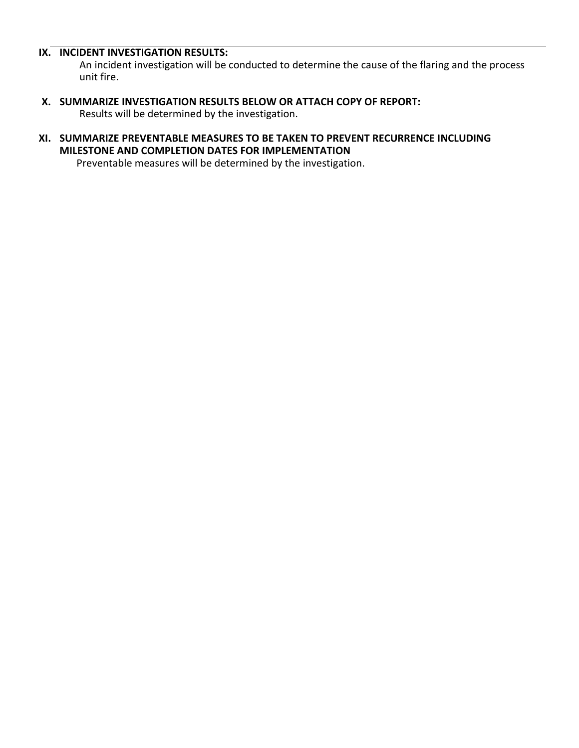**IX. INCIDENT INVESTIGATION RESULTS:**

An incident investigation will be conducted to determine the cause of the flaring and the process unit fire.

**X. SUMMARIZE INVESTIGATION RESULTS BELOW OR ATTACH COPY OF REPORT:**

Results will be determined by the investigation.

**XI. SUMMARIZE PREVENTABLE MEASURES TO BE TAKEN TO PREVENT RECURRENCE INCLUDING MILESTONE AND COMPLETION DATES FOR IMPLEMENTATION**

Preventable measures will be determined by the investigation.